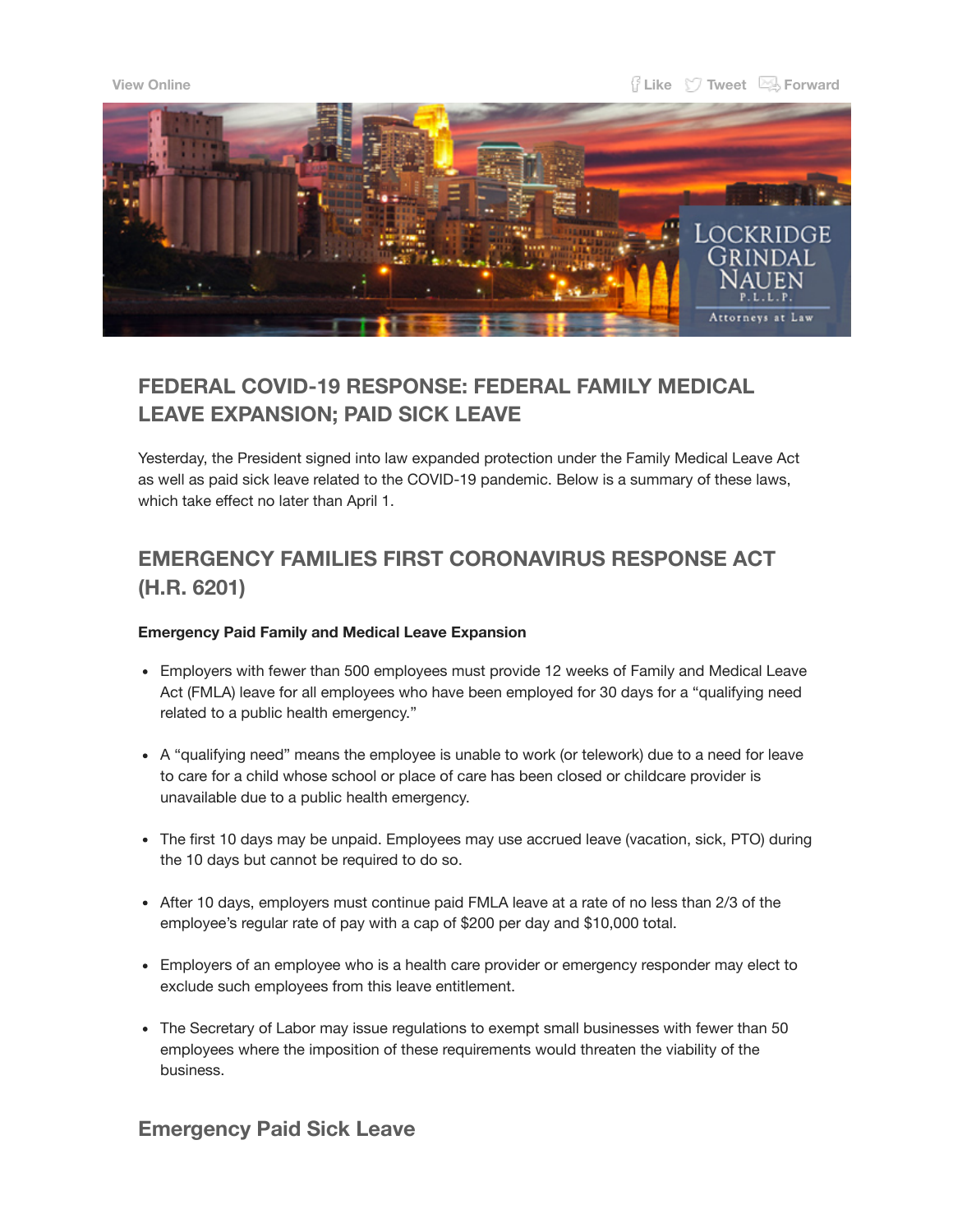View Online

Like Tweet Forward

## FEDERAL COVID-19 RESPONSE: FEDERAL FAMILY MEDICAL LEAVE EXPANSION; PAID SICK LEAVE

Yesterday, the President signed into law expanded protection under the Family Medical Leave Act as well as paid sick leave related to the COVID-19 pandemic. Below is a summary of these laws, which take effect no later than April 1.

## EMERGENCY FAMILIES FIRST CORONAVIRUS RESPONSE ACT (H.R. 6201)

**Emergency Paid Family and Medical Leave Expansion**

- Employers with fewer than 500 employees must provide 12 weeks of Family and Medical Leave Act (FMLA) leave for all employees who have been employed for 30 days for a "qualifying need related to a public health emergency."
- A "qualifying need" means the employee is unable to work (or telework) due to a need for leave to care for a child whose school or place of care has been closed or childcare provider is unavailable due to a public health emergency.
- The first 10 days may be unpaid. Employees may use accrued leave (vacation, sick, PTO) during the 10 days but cannot be required to do so.
- After 10 days, employers must continue paid FMLA leave at a rate of no less than 2/3 of the employee's regular rate of pay with a cap of $200 per day and $10,000 total.
- Employers of an employee who is a health care provider or emergency responder may elect to exclude such employees from this leave entitlement.
- The Secretary of Labor may issue regulations to exempt small businesses with fewer than 50 employees where the imposition of these requirements would threaten the viability of the business.

### Emergency Paid Sick Leave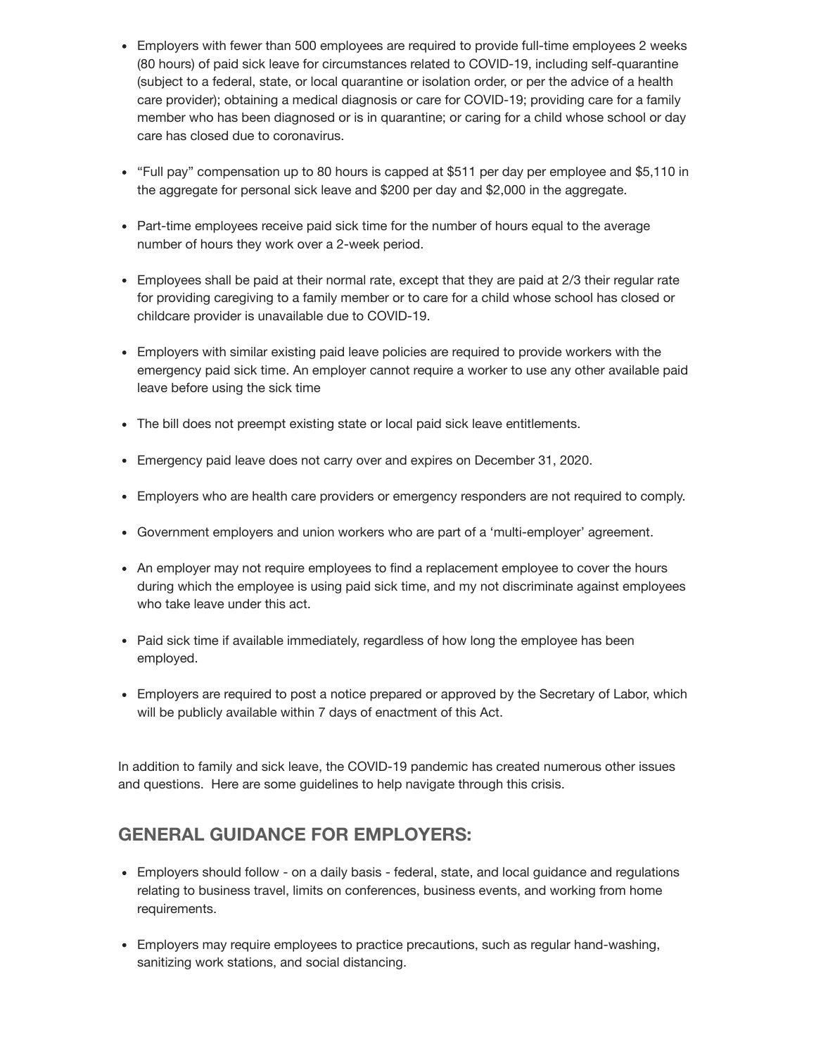- Employers with fewer than 500 employees are required to provide full-time employees 2 weeks (80 hours) of paid sick leave for circumstances related to COVID-19, including self-quarantine (subject to a federal, state, or local quarantine or isolation order, or per the advice of a health care provider); obtaining a medical diagnosis or care for COVID-19; providing care for a family member who has been diagnosed or is in quarantine; or caring for a child whose school or day care has closed due to coronavirus.

- "Full pay" compensation up to 80 hours is capped at $511 per day per employee and $5,110 in the aggregate for personal sick leave and $200 per day and $2,000 in the aggregate.

- Part-time employees receive paid sick time for the number of hours equal to the average number of hours they work over a 2-week period.

- Employees shall be paid at their normal rate, except that they are paid at 2/3 their regular rate for providing caregiving to a family member or to care for a child whose school has closed or childcare provider is unavailable due to COVID-19.

- Employers with similar existing paid leave policies are required to provide workers with the emergency paid sick time. An employer cannot require a worker to use any other available paid leave before using the sick time

- The bill does not preempt existing state or local paid sick leave entitlements.

- Emergency paid leave does not carry over and expires on December 31, 2020.

- Employers who are health care providers or emergency responders are not required to comply.

- Government employers and union workers who are part of a 'multi-employer' agreement.

- An employer may not require employees to find a replacement employee to cover the hours during which the employee is using paid sick time, and my not discriminate against employees who take leave under this act.

- Paid sick time if available immediately, regardless of how long the employee has been employed.

- Employers are required to post a notice prepared or approved by the Secretary of Labor, which will be publicly available within 7 days of enactment of this Act.

In addition to family and sick leave, the COVID-19 pandemic has created numerous other issues and questions. Here are some guidelines to help navigate through this crisis.

## GENERAL GUIDANCE FOR EMPLOYERS:

- Employers should follow - on a daily basis - federal, state, and local guidance and regulations relating to business travel, limits on conferences, business events, and working from home requirements.

- Employers may require employees to practice precautions, such as regular hand-washing, sanitizing work stations, and social distancing.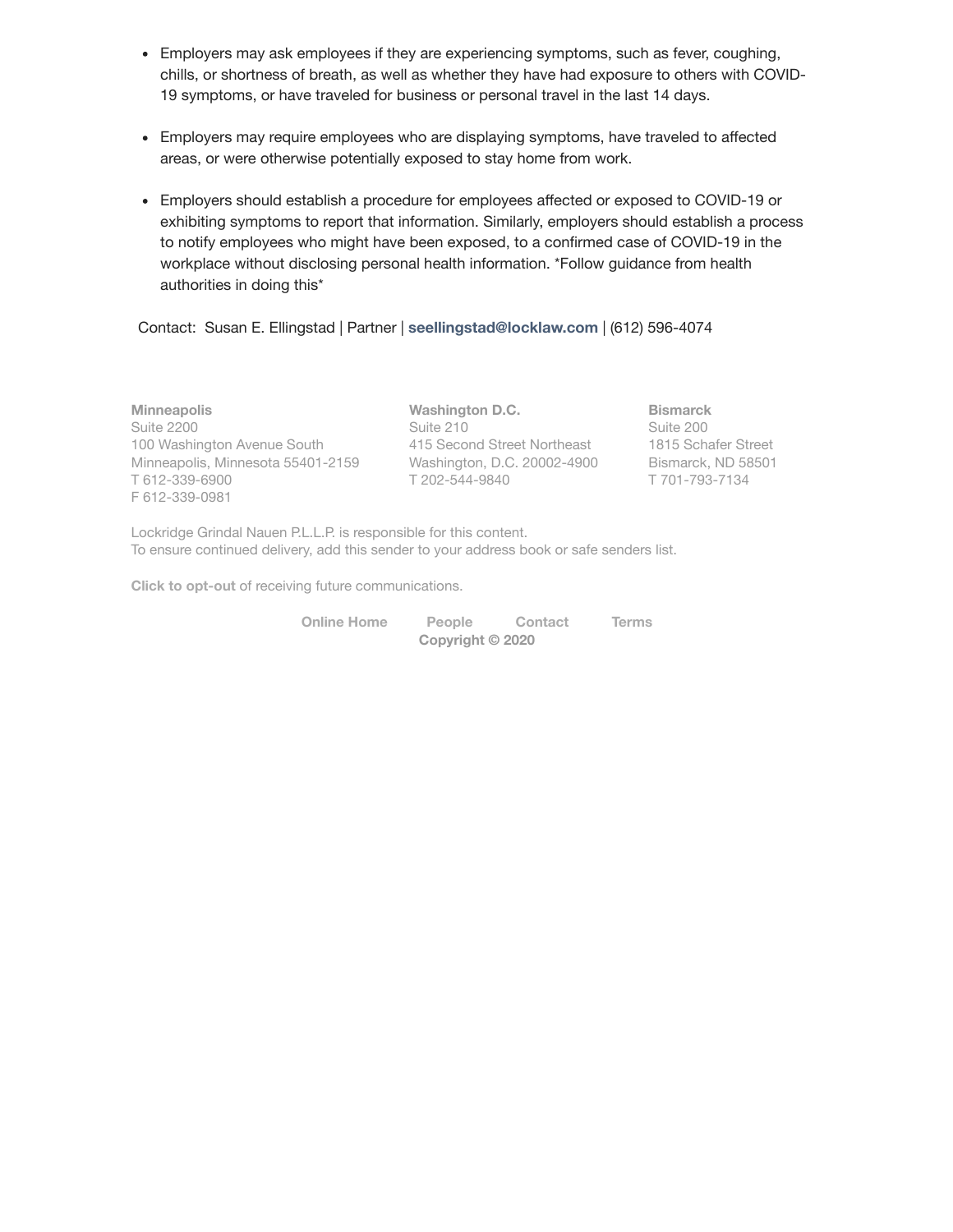- Employers may ask employees if they are experiencing symptoms, such as fever, coughing, chills, or shortness of breath, as well as whether they have had exposure to others with COVID-19 symptoms, or have traveled for business or personal travel in the last 14 days.

- Employers may require employees who are displaying symptoms, have traveled to affected areas, or were otherwise potentially exposed to stay home from work.

- Employers should establish a procedure for employees affected or exposed to COVID-19 or exhibiting symptoms to report that information. Similarly, employers should establish a process to notify employees who might have been exposed, to a confirmed case of COVID-19 in the workplace without disclosing personal health information. *Follow guidance from health authorities in doing this*

Contact: Susan E. Ellingstad | Partner | **seellingstad@locklaw.com** | (612) 596-4074

**Minneapolis**
Suite 2200
100 Washington Avenue South
Minneapolis, Minnesota 55401-2159
T 612-339-6900
F 612-339-0981

**Washington D.C.**
Suite 210
415 Second Street Northeast
Washington, D.C. 20002-4900
T 202-544-9840

**Bismarck**
Suite 200
1815 Schafer Street
Bismarck, ND 58501
T 701-793-7134

Lockridge Grindal Nauen P.L.L.P. is responsible for this content.
To ensure continued delivery, add this sender to your address book or safe senders list.

**Click to opt-out** of receiving future communications.

**Online Home** **People** **Contact** **Terms**
**Copyright © 2020**